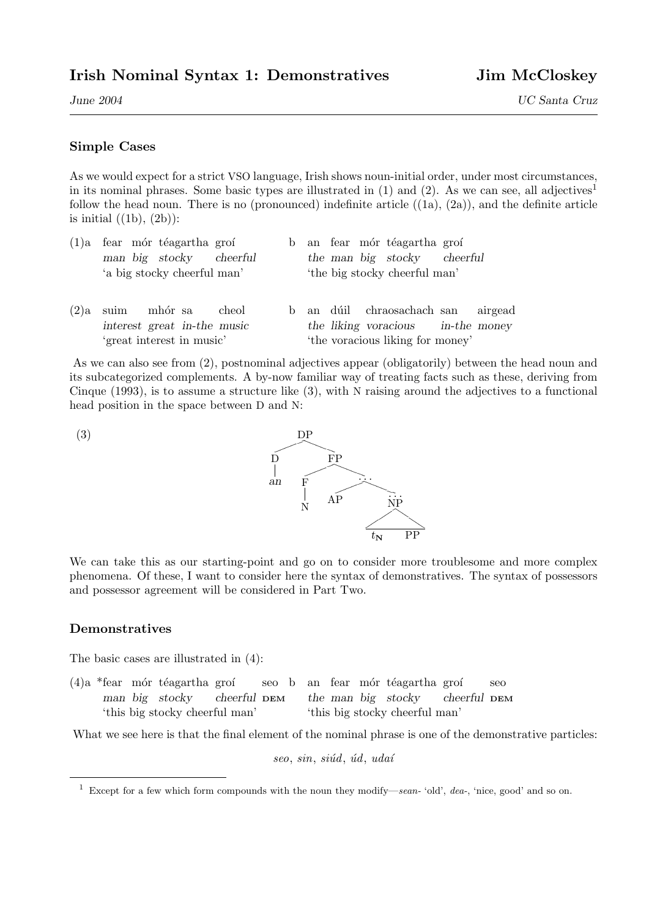# Irish Nominal Syntax 1: Demonstratives

**Jim McCloskey**

*June 2004* — *UC Santa Cruz*

### Simple Cases

As we would expect for a strict VSO language, Irish shows noun-initial order, under most circumstances, in its nominal phrases. Some basic types are illustrated in (1) and (2). As we can see, all adjectives[1] follow the head noun. There is no (pronounced) indefinite article ((1a), (2a)), and the definite article is initial ((1b), (2b)):

(1)a fear mór téagartha groí
*man big stocky cheerful*
'a big stocky cheerful man'

b an fear mór téagartha groí
*the man big stocky cheerful*
'the big stocky cheerful man'

(2)a suim mhór sa cheol
*interest great in-the music*
'great interest in music'

b an dúil chraosachach san airgead
*the liking voracious in-the money*
'the voracious liking for money'

As we can also see from (2), postnominal adjectives appear (obligatorily) between the head noun and its subcategorized complements. A by-now familiar way of treating facts such as these, deriving from Cinque (1993), is to assume a structure like (3), with N raising around the adjectives to a functional head position in the space between D and N:

(3) [DP [D *an*] [FP [F N] [... AP [... [NP $t_{\mathbf{N}}$ PP]]]]]

We can take this as our starting-point and go on to consider more troublesome and more complex phenomena. Of these, I want to consider here the syntax of demonstratives. The syntax of possessors and possessor agreement will be considered in Part Two.

### Demonstratives

The basic cases are illustrated in (4):

(4)a *fear mór téagartha groí seo
*man big stocky cheerful* DEM
'this big stocky cheerful man'

b an fear mór téagartha groí seo
*the man big stocky cheerful* DEM
'this big stocky cheerful man'

What we see here is that the final element of the nominal phrase is one of the demonstrative particles:

*seo*, *sin*, *siúd*, *úd*, *udaí*

---

[1] Except for a few which form compounds with the noun they modify—*sean-* 'old', *dea-*, 'nice, good' and so on.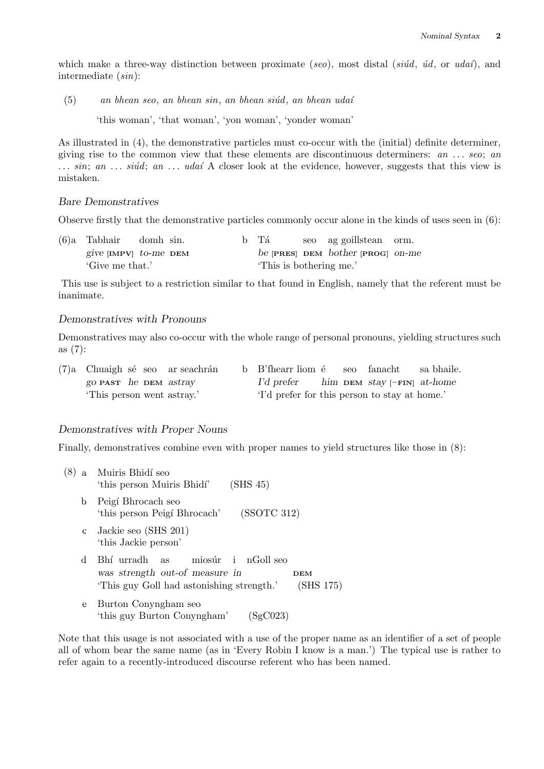which make a three-way distinction between proximate (*seo*), most distal (*siúd*, *úd*, or *udaí*), and intermediate (*sin*):

(5) *an bhean seo*, *an bhean sin*, *an bhean siúd*, *an bhean udaí*

'this woman', 'that woman', 'yon woman', 'yonder woman'

As illustrated in (4), the demonstrative particles must co-occur with the (initial) definite determiner, giving rise to the common view that these elements are discontinuous determiners: *an* ... *seo*; *an* ... *sin*; *an* ... *siúd*; *an* ... *udaí* A closer look at the evidence, however, suggests that this view is mistaken.

### *Bare Demonstratives*

Observe firstly that the demonstrative particles commonly occur alone in the kinds of uses seen in (6):

(6)a Tabhair domh sin.
*give* [IMPV] *to-me* DEM
'Give me that.'

b Tá seo ag goillstean orm.
*be* [PRES] DEM *bother* [PROG] *on-me*
'This is bothering me.'

This use is subject to a restriction similar to that found in English, namely that the referent must be inanimate.

### *Demonstratives with Pronouns*

Demonstratives may also co-occur with the whole range of personal pronouns, yielding structures such as (7):

(7)a Chuaigh sé seo ar seachrán
*go* PAST *he* DEM *astray*
'This person went astray.'

b B'fhearr liom é seo fanacht sa bhaile.
*I'd prefer him* DEM *stay* [−FIN] *at-home*
'I'd prefer for this person to stay at home.'

### *Demonstratives with Proper Nouns*

Finally, demonstratives combine even with proper names to yield structures like those in (8):

(8) a Muiris Bhidí seo
'this person Muiris Bhidí' (SHS 45)

b Peigí Bhrocach seo
'this person Peigí Bhrocach' (SSOTC 312)

c Jackie seo (SHS 201)
'this Jackie person'

d Bhí urradh as miosúr i nGoll seo
*was strength out-of measure in* DEM
'This guy Goll had astonishing strength.' (SHS 175)

e Burton Conyngham seo
'this guy Burton Conyngham' (SgC023)

Note that this usage is not associated with a use of the proper name as an identifier of a set of people all of whom bear the same name (as in 'Every Robin I know is a man.') The typical use is rather to refer again to a recently-introduced discourse referent who has been named.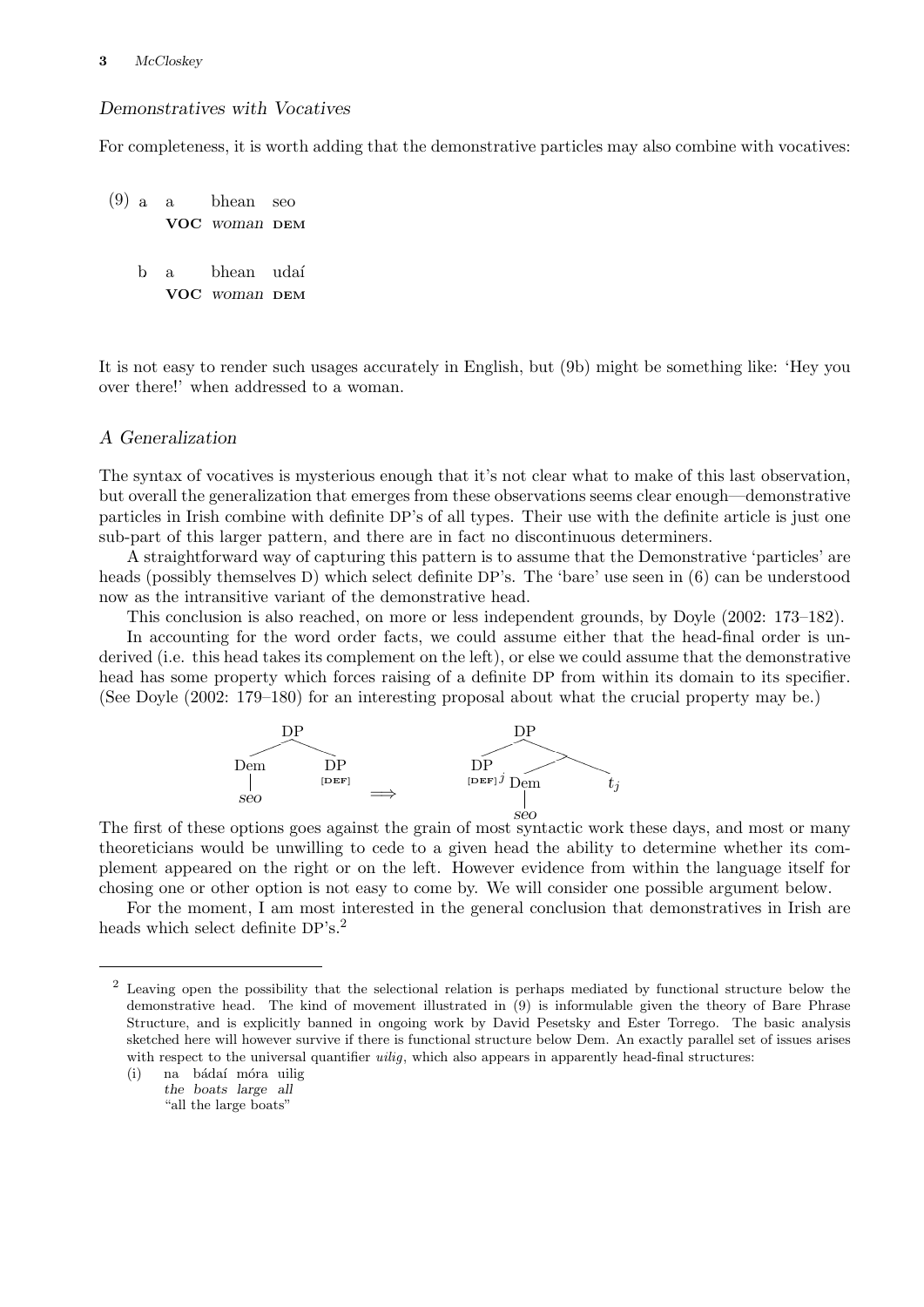### *Demonstratives with Vocatives*

For completeness, it is worth adding that the demonstrative particles may also combine with vocatives:

(9) a  a  bhean  seo
       **VOC** *woman* DEM

   b  a  bhean  udaí
       **VOC** *woman* DEM

It is not easy to render such usages accurately in English, but (9b) might be something like: 'Hey you over there!' when addressed to a woman.

### *A Generalization*

The syntax of vocatives is mysterious enough that it's not clear what to make of this last observation, but overall the generalization that emerges from these observations seems clear enough—demonstrative particles in Irish combine with definite DP's of all types. Their use with the definite article is just one sub-part of this larger pattern, and there are in fact no discontinuous determiners.

A straightforward way of capturing this pattern is to assume that the Demonstrative 'particles' are heads (possibly themselves D) which select definite DP's. The 'bare' use seen in (6) can be understood now as the intransitive variant of the demonstrative head.

This conclusion is also reached, on more or less independent grounds, by Doyle (2002: 173–182).

In accounting for the word order facts, we could assume either that the head-final order is underived (i.e. this head takes its complement on the left), or else we could assume that the demonstrative head has some property which forces raising of a definite DP from within its domain to its specifier. (See Doyle (2002: 179–180) for an interesting proposal about what the crucial property may be.)

```
      DP                              DP
     /  \                            /  \
   Dem   DP          ==>        DP^j     .
    |   [DEF]                  [DEF]    /  \
   seo                               Dem    t_j
                                      |
                                     seo
```

The first of these options goes against the grain of most syntactic work these days, and most or many theoreticians would be unwilling to cede to a given head the ability to determine whether its complement appeared on the right or on the left. However evidence from within the language itself for chosing one or other option is not easy to come by. We will consider one possible argument below.

For the moment, I am most interested in the general conclusion that demonstratives in Irish are heads which select definite DP's.[2]

---

[2] Leaving open the possibility that the selectional relation is perhaps mediated by functional structure below the demonstrative head. The kind of movement illustrated in (9) is informulable given the theory of Bare Phrase Structure, and is explicitly banned in ongoing work by David Pesetsky and Ester Torrego. The basic analysis sketched here will however survive if there is functional structure below Dem. An exactly parallel set of issues arises with respect to the universal quantifier *uilig*, which also appears in apparently head-final structures:

(i)  na  bádaí  móra  uilig
     *the boats large all*
     "all the large boats"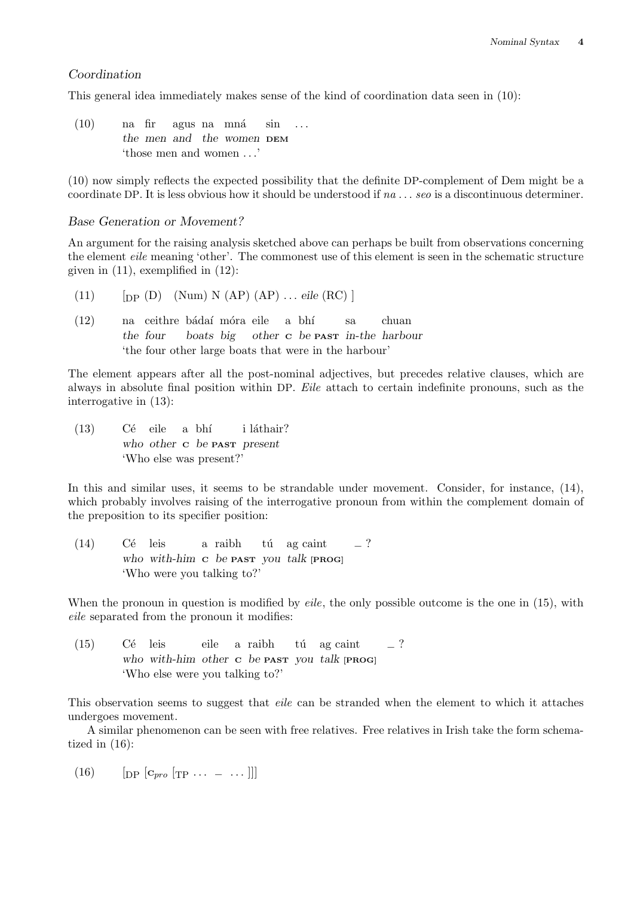### *Coordination*

This general idea immediately makes sense of the kind of coordination data seen in (10):

(10) na fir agus na mná sin ...
*the men and the women* DEM
'those men and women ...'

(10) now simply reflects the expected possibility that the definite DP-complement of Dem might be a coordinate DP. It is less obvious how it should be understood if *na ... seo* is a discontinuous determiner.

### *Base Generation or Movement?*

An argument for the raising analysis sketched above can perhaps be built from observations concerning the element *eile* meaning 'other'. The commonest use of this element is seen in the schematic structure given in (11), exemplified in (12):

(11) [$_{DP}$ (D) (Num) N (AP) (AP) ... *eile* (RC) ]

(12) na ceithre bádaí móra eile a bhí sa chuan
*the four boats big other* C *be* PAST *in-the harbour*
'the four other large boats that were in the harbour'

The element appears after all the post-nominal adjectives, but precedes relative clauses, which are always in absolute final position within DP. *Eile* attach to certain indefinite pronouns, such as the interrogative in (13):

(13) Cé eile a bhí i láthair?
*who other* C *be* PAST *present*
'Who else was present?'

In this and similar uses, it seems to be strandable under movement. Consider, for instance, (14), which probably involves raising of the interrogative pronoun from within the complement domain of the preposition to its specifier position:

(14) Cé leis a raibh tú ag caint _ ?
*who with-him* C *be* PAST *you talk* [PROG]
'Who were you talking to?'

When the pronoun in question is modified by *eile*, the only possible outcome is the one in (15), with *eile* separated from the pronoun it modifies:

(15) Cé leis eile a raibh tú ag caint _ ?
*who with-him other* C *be* PAST *you talk* [PROG]
'Who else were you talking to?'

This observation seems to suggest that *eile* can be stranded when the element to which it attaches undergoes movement.

A similar phenomenon can be seen with free relatives. Free relatives in Irish take the form schematized in (16):

(16) [$_{DP}$ [$C_{pro}$ [$_{TP}$ ... – ... ]]]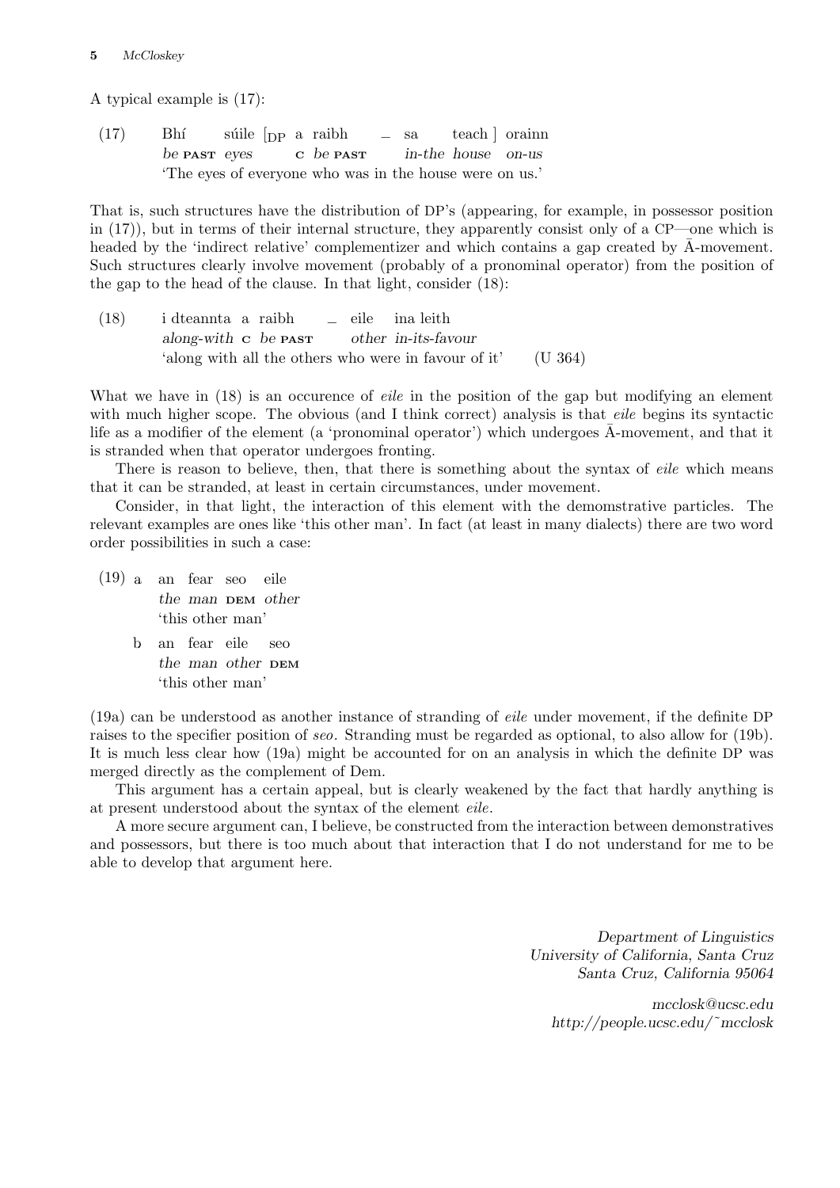A typical example is (17):

(17) Bhí súile [$_{DP}$ a raibh _ sa teach ] orainn
*be* PAST *eyes* C *be* PAST *in-the house on-us*
'The eyes of everyone who was in the house were on us.'

That is, such structures have the distribution of DP's (appearing, for example, in possessor position in (17)), but in terms of their internal structure, they apparently consist only of a CP—one which is headed by the 'indirect relative' complementizer and which contains a gap created by $\bar{\text{A}}$-movement. Such structures clearly involve movement (probably of a pronominal operator) from the position of the gap to the head of the clause. In that light, consider (18):

(18) i dteannta a raibh _ eile ina leith
*along-with* C *be* PAST *other in-its-favour*
'along with all the others who were in favour of it' (U 364)

What we have in (18) is an occurence of *eile* in the position of the gap but modifying an element with much higher scope. The obvious (and I think correct) analysis is that *eile* begins its syntactic life as a modifier of the element (a 'pronominal operator') which undergoes $\bar{\text{A}}$-movement, and that it is stranded when that operator undergoes fronting.

There is reason to believe, then, that there is something about the syntax of *eile* which means that it can be stranded, at least in certain circumstances, under movement.

Consider, in that light, the interaction of this element with the demomstrative particles. The relevant examples are ones like 'this other man'. In fact (at least in many dialects) there are two word order possibilities in such a case:

(19) a an fear seo eile
*the man* DEM *other*
'this other man'

b an fear eile seo
*the man other* DEM
'this other man'

(19a) can be understood as another instance of stranding of *eile* under movement, if the definite DP raises to the specifier position of *seo*. Stranding must be regarded as optional, to also allow for (19b). It is much less clear how (19a) might be accounted for on an analysis in which the definite DP was merged directly as the complement of Dem.

This argument has a certain appeal, but is clearly weakened by the fact that hardly anything is at present understood about the syntax of the element *eile*.

A more secure argument can, I believe, be constructed from the interaction between demonstratives and possessors, but there is too much about that interaction that I do not understand for me to be able to develop that argument here.

*Department of Linguistics*
*University of California, Santa Cruz*
*Santa Cruz, California 95064*

*mcclosk@ucsc.edu*
*http://people.ucsc.edu/˜mcclosk*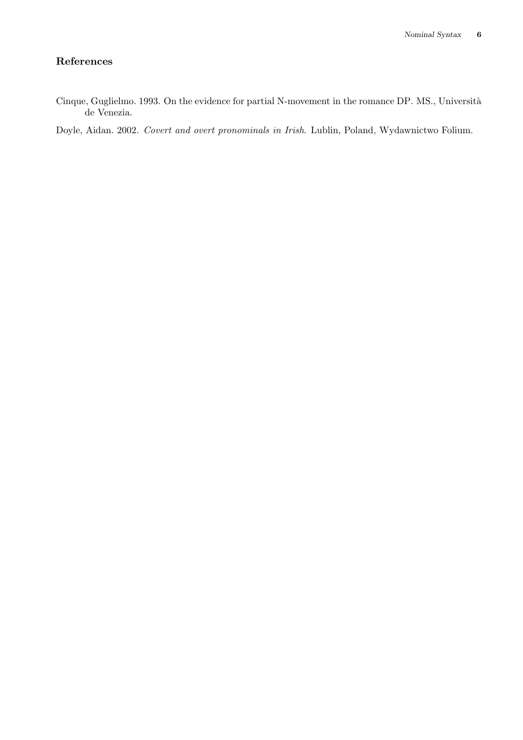## References

Cinque, Guglielmo. 1993. On the evidence for partial N-movement in the romance DP. MS., Università de Venezia.

Doyle, Aidan. 2002. *Covert and overt pronominals in Irish*. Lublin, Poland, Wydawnictwo Folium.